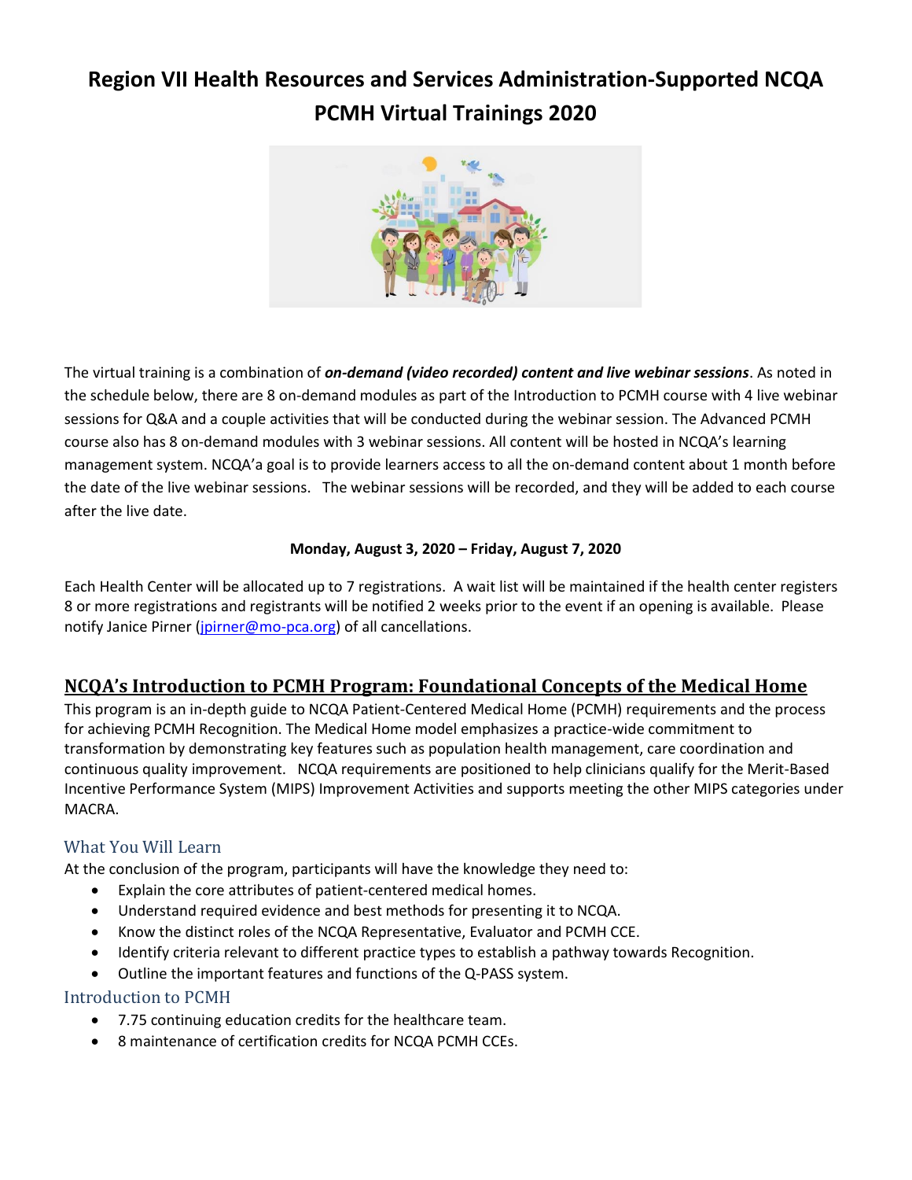# Region VII Health Resources and Services Administration-Supported NCQA PCMH Virtual Trainings 2020

The virtual training is a combination of ***on-demand (video recorded) content and live webinar sessions***. As noted in the schedule below, there are 8 on-demand modules as part of the Introduction to PCMH course with 4 live webinar sessions for Q&A and a couple activities that will be conducted during the webinar session. The Advanced PCMH course also has 8 on-demand modules with 3 webinar sessions. All content will be hosted in NCQA's learning management system. NCQA'a goal is to provide learners access to all the on-demand content about 1 month before the date of the live webinar sessions. The webinar sessions will be recorded, and they will be added to each course after the live date.

**Monday, August 3, 2020 – Friday, August 7, 2020**

Each Health Center will be allocated up to 7 registrations. A wait list will be maintained if the health center registers 8 or more registrations and registrants will be notified 2 weeks prior to the event if an opening is available. Please notify Janice Pirner (jpirner@mo-pca.org) of all cancellations.

## NCQA's Introduction to PCMH Program: Foundational Concepts of the Medical Home

This program is an in-depth guide to NCQA Patient-Centered Medical Home (PCMH) requirements and the process for achieving PCMH Recognition. The Medical Home model emphasizes a practice-wide commitment to transformation by demonstrating key features such as population health management, care coordination and continuous quality improvement. NCQA requirements are positioned to help clinicians qualify for the Merit-Based Incentive Performance System (MIPS) Improvement Activities and supports meeting the other MIPS categories under MACRA.

### What You Will Learn

At the conclusion of the program, participants will have the knowledge they need to:

- Explain the core attributes of patient-centered medical homes.
- Understand required evidence and best methods for presenting it to NCQA.
- Know the distinct roles of the NCQA Representative, Evaluator and PCMH CCE.
- Identify criteria relevant to different practice types to establish a pathway towards Recognition.
- Outline the important features and functions of the Q-PASS system.

### Introduction to PCMH

- 7.75 continuing education credits for the healthcare team.
- 8 maintenance of certification credits for NCQA PCMH CCEs.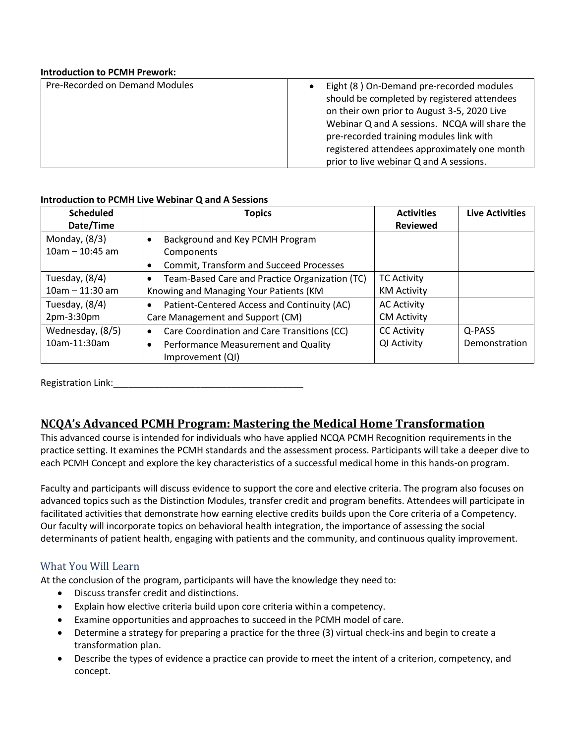**Introduction to PCMH Prework:**

| Pre-Recorded on Demand Modules | • Eight (8 ) On-Demand pre-recorded modules should be completed by registered attendees on their own prior to August 3-5, 2020 Live Webinar Q and A sessions. NCQA will share the pre-recorded training modules link with registered attendees approximately one month prior to live webinar Q and A sessions. |
|---|---|

**Introduction to PCMH Live Webinar Q and A Sessions**

| Scheduled Date/Time | Topics | Activities Reviewed | Live Activities |
|---|---|---|---|
| Monday, (8/3) 10am – 10:45 am | • Background and Key PCMH Program Components<br>• Commit, Transform and Succeed Processes | | |
| Tuesday, (8/4) 10am – 11:30 am | • Team-Based Care and Practice Organization (TC) Knowing and Managing Your Patients (KM | TC Activity<br>KM Activity | |
| Tuesday, (8/4) 2pm-3:30pm | • Patient-Centered Access and Continuity (AC) Care Management and Support (CM) | AC Activity<br>CM Activity | |
| Wednesday, (8/5) 10am-11:30am | • Care Coordination and Care Transitions (CC)<br>• Performance Measurement and Quality Improvement (QI) | CC Activity<br>QI Activity | Q-PASS Demonstration |

Registration Link:______________________________________

## NCQA's Advanced PCMH Program: Mastering the Medical Home Transformation

This advanced course is intended for individuals who have applied NCQA PCMH Recognition requirements in the practice setting. It examines the PCMH standards and the assessment process. Participants will take a deeper dive to each PCMH Concept and explore the key characteristics of a successful medical home in this hands-on program.

Faculty and participants will discuss evidence to support the core and elective criteria. The program also focuses on advanced topics such as the Distinction Modules, transfer credit and program benefits. Attendees will participate in facilitated activities that demonstrate how earning elective credits builds upon the Core criteria of a Competency. Our faculty will incorporate topics on behavioral health integration, the importance of assessing the social determinants of patient health, engaging with patients and the community, and continuous quality improvement.

### What You Will Learn

At the conclusion of the program, participants will have the knowledge they need to:

- Discuss transfer credit and distinctions.
- Explain how elective criteria build upon core criteria within a competency.
- Examine opportunities and approaches to succeed in the PCMH model of care.
- Determine a strategy for preparing a practice for the three (3) virtual check-ins and begin to create a transformation plan.
- Describe the types of evidence a practice can provide to meet the intent of a criterion, competency, and concept.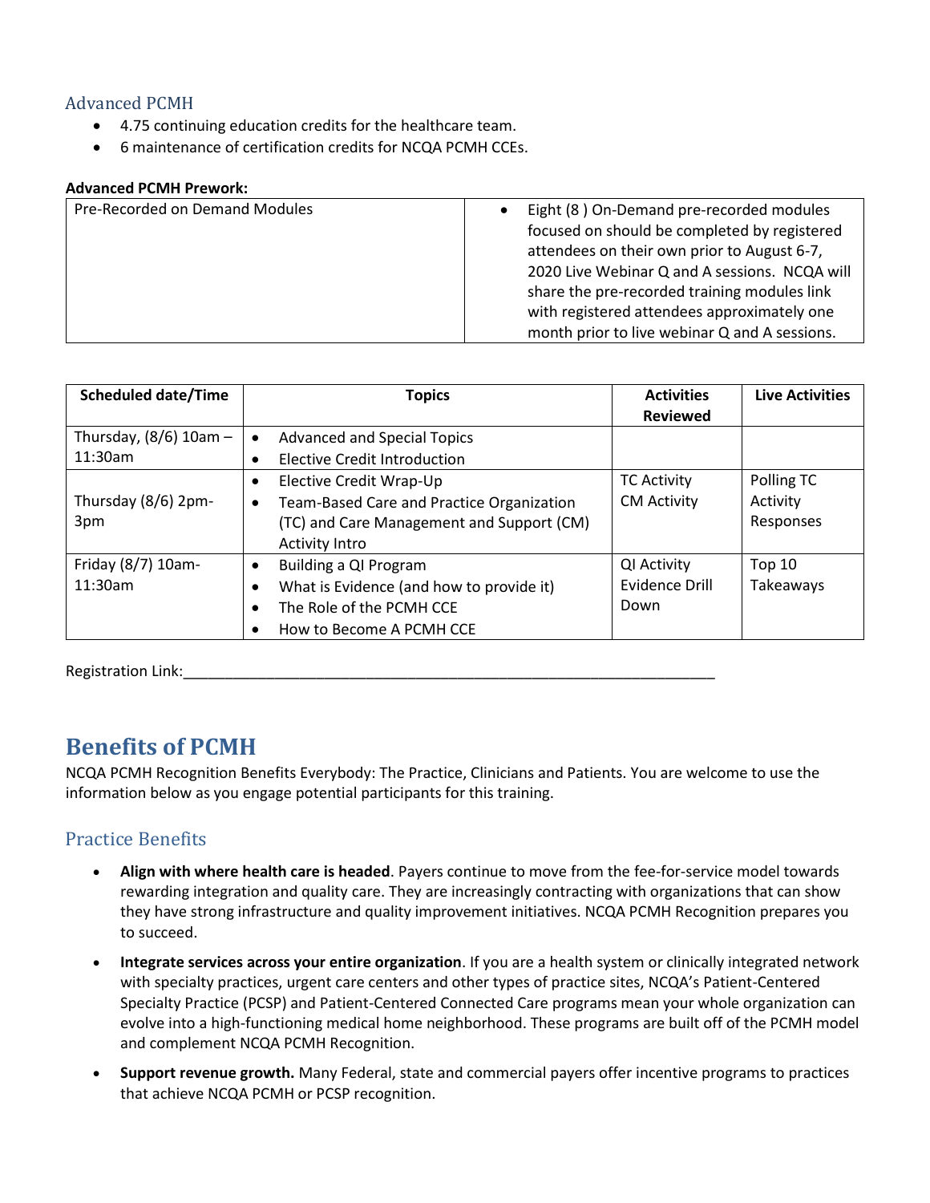### Advanced PCMH

- 4.75 continuing education credits for the healthcare team.
- 6 maintenance of certification credits for NCQA PCMH CCEs.

**Advanced PCMH Prework:**

| Pre-Recorded on Demand Modules | • Eight (8 ) On-Demand pre-recorded modules focused on should be completed by registered attendees on their own prior to August 6-7, 2020 Live Webinar Q and A sessions. NCQA will share the pre-recorded training modules link with registered attendees approximately one month prior to live webinar Q and A sessions. |
|---|---|

| Scheduled date/Time | Topics | Activities Reviewed | Live Activities |
|---|---|---|---|
| Thursday, (8/6) 10am – 11:30am | • Advanced and Special Topics<br>• Elective Credit Introduction | | |
| Thursday (8/6) 2pm-3pm | • Elective Credit Wrap-Up<br>• Team-Based Care and Practice Organization (TC) and Care Management and Support (CM) Activity Intro | TC Activity<br>CM Activity | Polling TC Activity Responses |
| Friday (8/7) 10am-11:30am | • Building a QI Program<br>• What is Evidence (and how to provide it)<br>• The Role of the PCMH CCE<br>• How to Become A PCMH CCE | QI Activity<br>Evidence Drill Down | Top 10 Takeaways |

Registration Link:_______________________________________________________________

## Benefits of PCMH

NCQA PCMH Recognition Benefits Everybody: The Practice, Clinicians and Patients. You are welcome to use the information below as you engage potential participants for this training.

### Practice Benefits

- **Align with where health care is headed**. Payers continue to move from the fee-for-service model towards rewarding integration and quality care. They are increasingly contracting with organizations that can show they have strong infrastructure and quality improvement initiatives. NCQA PCMH Recognition prepares you to succeed.
- **Integrate services across your entire organization**. If you are a health system or clinically integrated network with specialty practices, urgent care centers and other types of practice sites, NCQA's Patient-Centered Specialty Practice (PCSP) and Patient-Centered Connected Care programs mean your whole organization can evolve into a high-functioning medical home neighborhood. These programs are built off of the PCMH model and complement NCQA PCMH Recognition.
- **Support revenue growth.** Many Federal, state and commercial payers offer incentive programs to practices that achieve NCQA PCMH or PCSP recognition.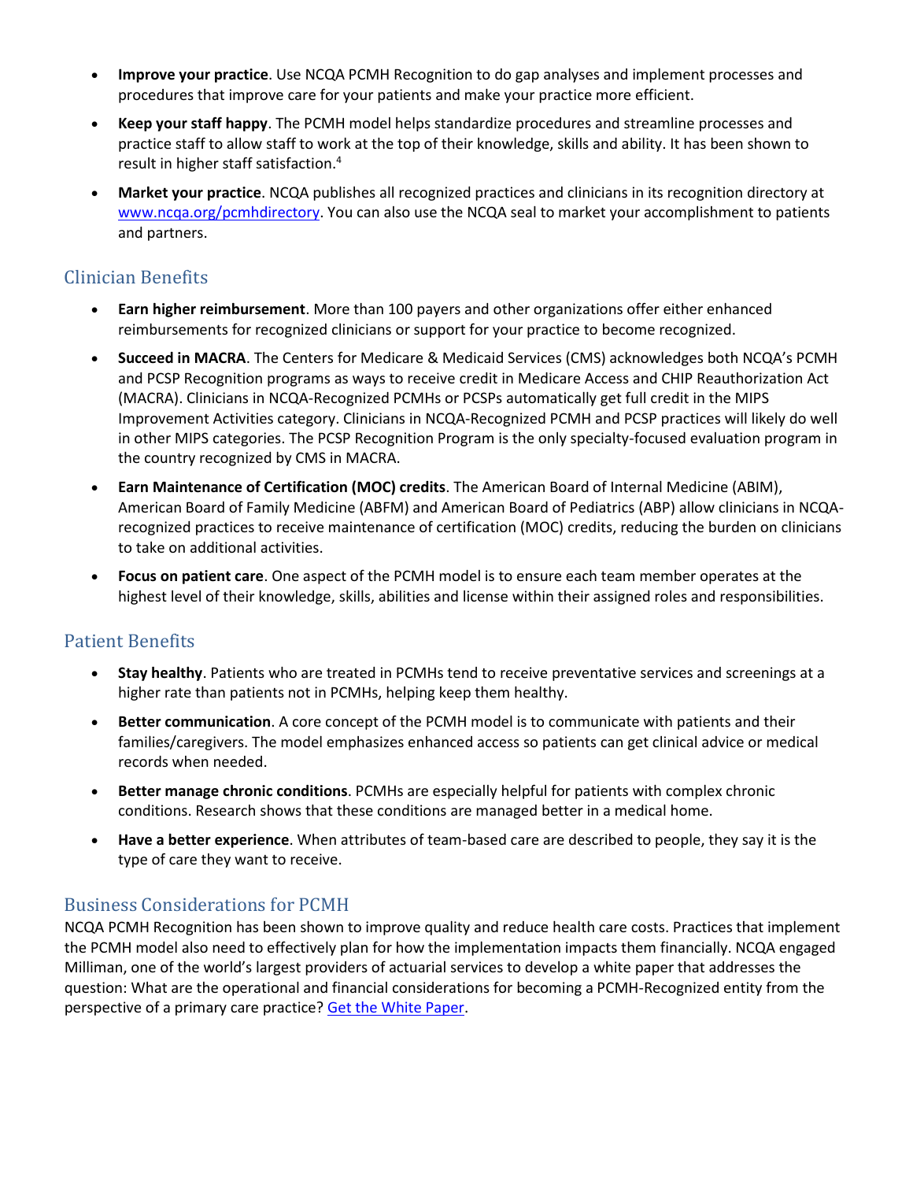- **Improve your practice**. Use NCQA PCMH Recognition to do gap analyses and implement processes and procedures that improve care for your patients and make your practice more efficient.
- **Keep your staff happy**. The PCMH model helps standardize procedures and streamline processes and practice staff to allow staff to work at the top of their knowledge, skills and ability. It has been shown to result in higher staff satisfaction.[4]
- **Market your practice**. NCQA publishes all recognized practices and clinicians in its recognition directory at [www.ncqa.org/pcmhdirectory](www.ncqa.org/pcmhdirectory). You can also use the NCQA seal to market your accomplishment to patients and partners.

## Clinician Benefits

- **Earn higher reimbursement**. More than 100 payers and other organizations offer either enhanced reimbursements for recognized clinicians or support for your practice to become recognized.
- **Succeed in MACRA**. The Centers for Medicare & Medicaid Services (CMS) acknowledges both NCQA's PCMH and PCSP Recognition programs as ways to receive credit in Medicare Access and CHIP Reauthorization Act (MACRA). Clinicians in NCQA-Recognized PCMHs or PCSPs automatically get full credit in the MIPS Improvement Activities category. Clinicians in NCQA-Recognized PCMH and PCSP practices will likely do well in other MIPS categories. The PCSP Recognition Program is the only specialty-focused evaluation program in the country recognized by CMS in MACRA.
- **Earn Maintenance of Certification (MOC) credits**. The American Board of Internal Medicine (ABIM), American Board of Family Medicine (ABFM) and American Board of Pediatrics (ABP) allow clinicians in NCQA-recognized practices to receive maintenance of certification (MOC) credits, reducing the burden on clinicians to take on additional activities.
- **Focus on patient care**. One aspect of the PCMH model is to ensure each team member operates at the highest level of their knowledge, skills, abilities and license within their assigned roles and responsibilities.

## Patient Benefits

- **Stay healthy**. Patients who are treated in PCMHs tend to receive preventative services and screenings at a higher rate than patients not in PCMHs, helping keep them healthy.
- **Better communication**. A core concept of the PCMH model is to communicate with patients and their families/caregivers. The model emphasizes enhanced access so patients can get clinical advice or medical records when needed.
- **Better manage chronic conditions**. PCMHs are especially helpful for patients with complex chronic conditions. Research shows that these conditions are managed better in a medical home.
- **Have a better experience**. When attributes of team-based care are described to people, they say it is the type of care they want to receive.

## Business Considerations for PCMH

NCQA PCMH Recognition has been shown to improve quality and reduce health care costs. Practices that implement the PCMH model also need to effectively plan for how the implementation impacts them financially. NCQA engaged Milliman, one of the world's largest providers of actuarial services to develop a white paper that addresses the question: What are the operational and financial considerations for becoming a PCMH-Recognized entity from the perspective of a primary care practice? Get the White Paper.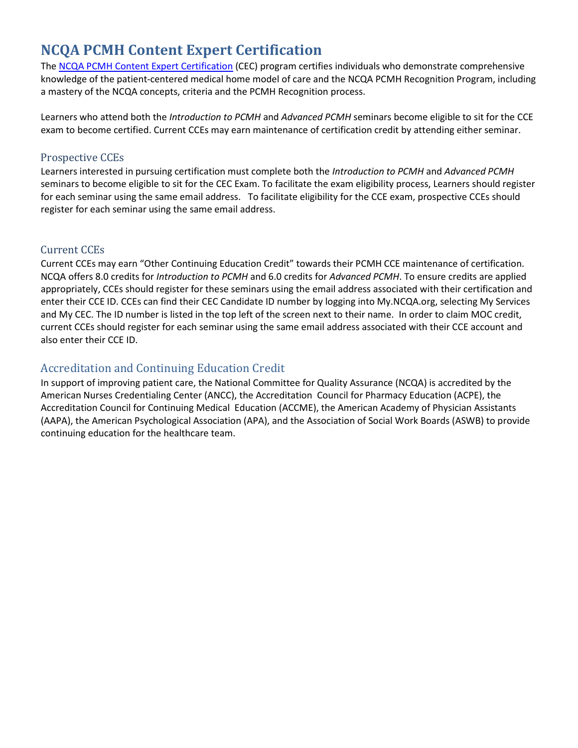# NCQA PCMH Content Expert Certification

The [NCQA PCMH Content Expert Certification](#) (CEC) program certifies individuals who demonstrate comprehensive knowledge of the patient-centered medical home model of care and the NCQA PCMH Recognition Program, including a mastery of the NCQA concepts, criteria and the PCMH Recognition process.

Learners who attend both the *Introduction to PCMH* and *Advanced PCMH* seminars become eligible to sit for the CCE exam to become certified. Current CCEs may earn maintenance of certification credit by attending either seminar.

## Prospective CCEs

Learners interested in pursuing certification must complete both the *Introduction to PCMH* and *Advanced PCMH* seminars to become eligible to sit for the CEC Exam. To facilitate the exam eligibility process, Learners should register for each seminar using the same email address. To facilitate eligibility for the CCE exam, prospective CCEs should register for each seminar using the same email address.

## Current CCEs

Current CCEs may earn "Other Continuing Education Credit" towards their PCMH CCE maintenance of certification. NCQA offers 8.0 credits for *Introduction to PCMH* and 6.0 credits for *Advanced PCMH*. To ensure credits are applied appropriately, CCEs should register for these seminars using the email address associated with their certification and enter their CCE ID. CCEs can find their CEC Candidate ID number by logging into My.NCQA.org, selecting My Services and My CEC. The ID number is listed in the top left of the screen next to their name. In order to claim MOC credit, current CCEs should register for each seminar using the same email address associated with their CCE account and also enter their CCE ID.

## Accreditation and Continuing Education Credit

In support of improving patient care, the National Committee for Quality Assurance (NCQA) is accredited by the American Nurses Credentialing Center (ANCC), the Accreditation Council for Pharmacy Education (ACPE), the Accreditation Council for Continuing Medical Education (ACCME), the American Academy of Physician Assistants (AAPA), the American Psychological Association (APA), and the Association of Social Work Boards (ASWB) to provide continuing education for the healthcare team.